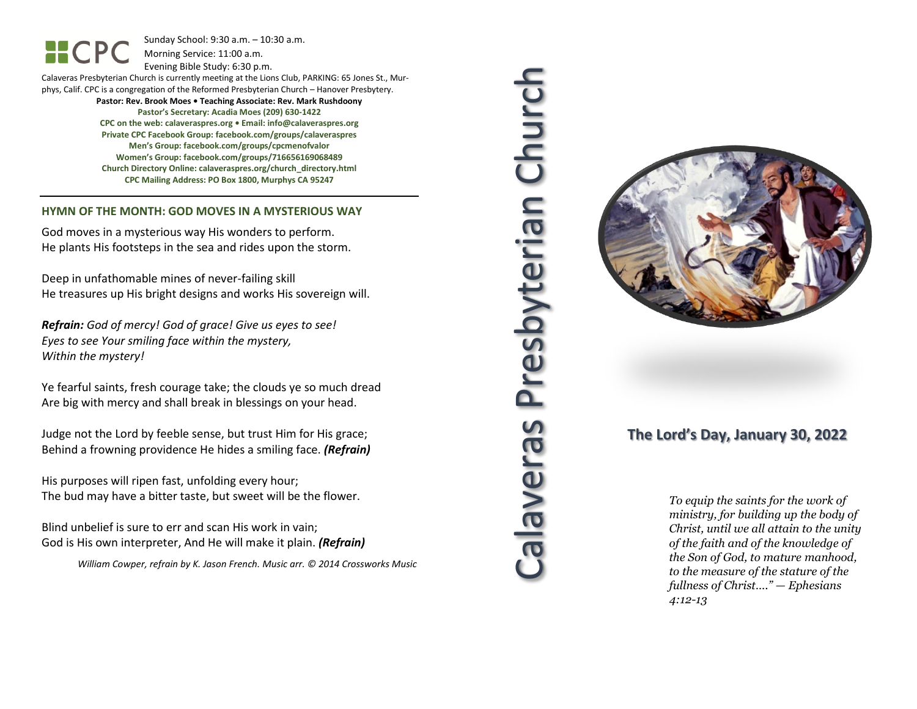CPC

Sunday School: 9:30 a.m. – 10:30 a.m.
Morning Service: 11:00 a.m.
Evening Bible Study: 6:30 p.m.

Calaveras Presbyterian Church is currently meeting at the Lions Club, PARKING: 65 Jones St., Murphys, Calif. CPC is a congregation of the Reformed Presbyterian Church – Hanover Presbytery.

**Pastor: Rev. Brook Moes • Teaching Associate: Rev. Mark Rushdoony**
**Pastor's Secretary: Acadia Moes (209) 630-1422**
**CPC on the web: calaveraspres.org • Email: info@calaveraspres.org**
**Private CPC Facebook Group: facebook.com/groups/calaveraspres**
**Men's Group: facebook.com/groups/cpcmenofvalor**
**Women's Group: facebook.com/groups/716656169068489**
**Church Directory Online: calaveraspres.org/church_directory.html**
**CPC Mailing Address: PO Box 1800, Murphys CA 95247**

## HYMN OF THE MONTH: GOD MOVES IN A MYSTERIOUS WAY

God moves in a mysterious way His wonders to perform.
He plants His footsteps in the sea and rides upon the storm.

Deep in unfathomable mines of never-failing skill
He treasures up His bright designs and works His sovereign will.

***Refrain:*** *God of mercy! God of grace! Give us eyes to see!*
*Eyes to see Your smiling face within the mystery,*
*Within the mystery!*

Ye fearful saints, fresh courage take; the clouds ye so much dread
Are big with mercy and shall break in blessings on your head.

Judge not the Lord by feeble sense, but trust Him for His grace;
Behind a frowning providence He hides a smiling face. ***(Refrain)***

His purposes will ripen fast, unfolding every hour;
The bud may have a bitter taste, but sweet will be the flower.

Blind unbelief is sure to err and scan His work in vain;
God is His own interpreter, And He will make it plain. ***(Refrain)***

*William Cowper, refrain by K. Jason French. Music arr. © 2014 Crossworks Music*

# Calaveras Presbyterian Church

## The Lord's Day, January 30, 2022

*To equip the saints for the work of ministry, for building up the body of Christ, until we all attain to the unity of the faith and of the knowledge of the Son of God, to mature manhood, to the measure of the stature of the fullness of Christ...." — Ephesians 4:12-13*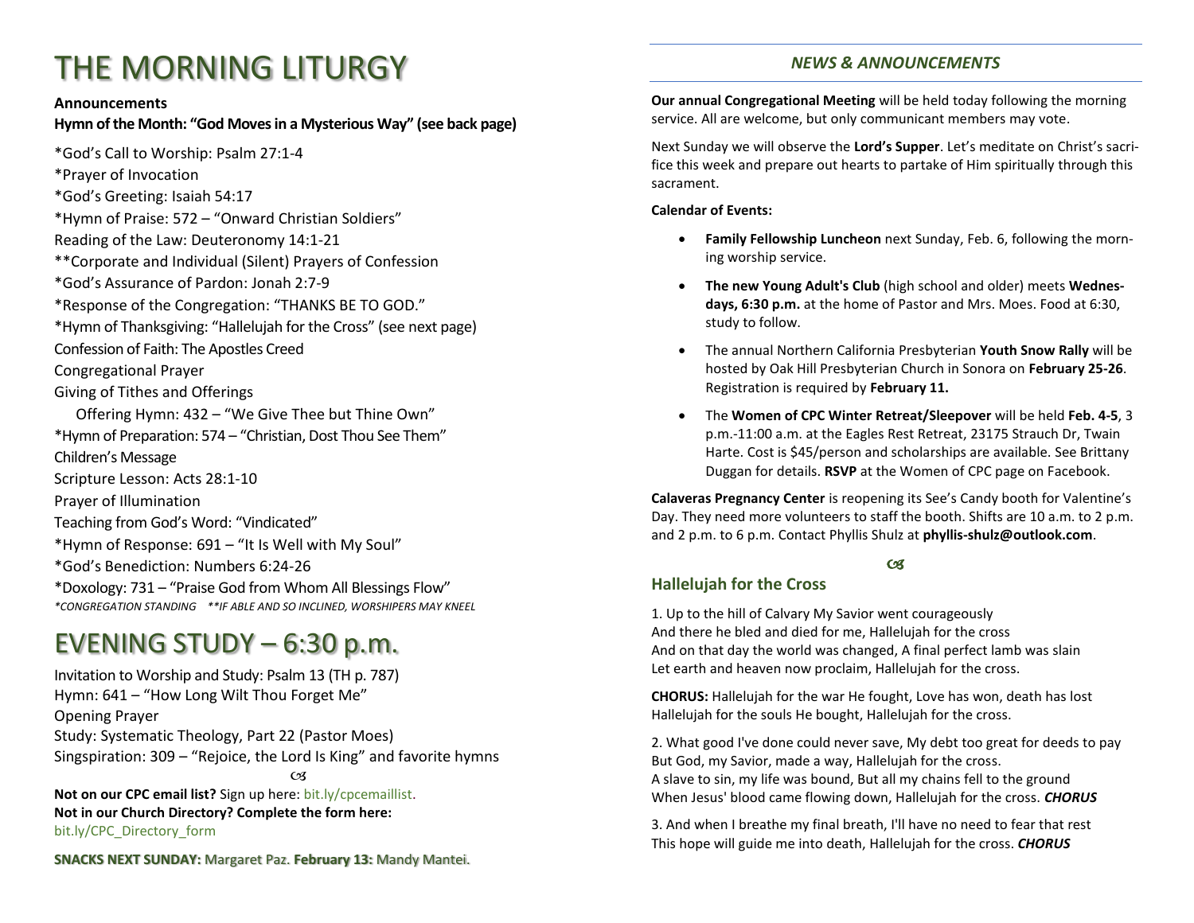# THE MORNING LITURGY

**Announcements**
**Hymn of the Month: "God Moves in a Mysterious Way" (see back page)**

*God's Call to Worship: Psalm 27:1-4
*Prayer of Invocation
*God's Greeting: Isaiah 54:17
*Hymn of Praise: 572 – "Onward Christian Soldiers"
Reading of the Law: Deuteronomy 14:1-21
**Corporate and Individual (Silent) Prayers of Confession
*God's Assurance of Pardon: Jonah 2:7-9
*Response of the Congregation: "THANKS BE TO GOD."
*Hymn of Thanksgiving: "Hallelujah for the Cross" (see next page)
Confession of Faith: The Apostles Creed
Congregational Prayer
Giving of Tithes and Offerings
  Offering Hymn: 432 – "We Give Thee but Thine Own"
*Hymn of Preparation: 574 – "Christian, Dost Thou See Them"
Children's Message
Scripture Lesson: Acts 28:1-10
Prayer of Illumination
Teaching from God's Word: "Vindicated"
*Hymn of Response: 691 – "It Is Well with My Soul"
*God's Benediction: Numbers 6:24-26
*Doxology: 731 – "Praise God from Whom All Blessings Flow"
*\*CONGREGATION STANDING  \*\*IF ABLE AND SO INCLINED, WORSHIPERS MAY KNEEL*

# EVENING STUDY – 6:30 p.m.

Invitation to Worship and Study: Psalm 13 (TH p. 787)
Hymn: 641 – "How Long Wilt Thou Forget Me"
Opening Prayer
Study: Systematic Theology, Part 22 (Pastor Moes)
Singspiration: 309 – "Rejoice, the Lord Is King" and favorite hymns

**Not on our CPC email list?** Sign up here: bit.ly/cpcemaillist.
**Not in our Church Directory? Complete the form here:**
bit.ly/CPC_Directory_form

**SNACKS NEXT SUNDAY:** Margaret Paz. **February 13:** Mandy Mantei.

## *NEWS & ANNOUNCEMENTS*

**Our annual Congregational Meeting** will be held today following the morning service. All are welcome, but only communicant members may vote.

Next Sunday we will observe the **Lord's Supper**. Let's meditate on Christ's sacrifice this week and prepare out hearts to partake of Him spiritually through this sacrament.

**Calendar of Events:**

- **Family Fellowship Luncheon** next Sunday, Feb. 6, following the morning worship service.
- **The new Young Adult's Club** (high school and older) meets **Wednesdays, 6:30 p.m.** at the home of Pastor and Mrs. Moes. Food at 6:30, study to follow.
- The annual Northern California Presbyterian **Youth Snow Rally** will be hosted by Oak Hill Presbyterian Church in Sonora on **February 25-26**. Registration is required by **February 11.**
- The **Women of CPC Winter Retreat/Sleepover** will be held **Feb. 4-5**, 3 p.m.-11:00 a.m. at the Eagles Rest Retreat, 23175 Strauch Dr, Twain Harte. Cost is $45/person and scholarships are available. See Brittany Duggan for details. **RSVP** at the Women of CPC page on Facebook.

**Calaveras Pregnancy Center** is reopening its See's Candy booth for Valentine's Day. They need more volunteers to staff the booth. Shifts are 10 a.m. to 2 p.m. and 2 p.m. to 6 p.m. Contact Phyllis Shulz at **phyllis-shulz@outlook.com**.

## Hallelujah for the Cross

1. Up to the hill of Calvary My Savior went courageously
And there he bled and died for me, Hallelujah for the cross
And on that day the world was changed, A final perfect lamb was slain
Let earth and heaven now proclaim, Hallelujah for the cross.

**CHORUS:** Hallelujah for the war He fought, Love has won, death has lost
Hallelujah for the souls He bought, Hallelujah for the cross.

2. What good I've done could never save, My debt too great for deeds to pay
But God, my Savior, made a way, Hallelujah for the cross.
A slave to sin, my life was bound, But all my chains fell to the ground
When Jesus' blood came flowing down, Hallelujah for the cross. ***CHORUS***

3. And when I breathe my final breath, I'll have no need to fear that rest
This hope will guide me into death, Hallelujah for the cross. ***CHORUS***